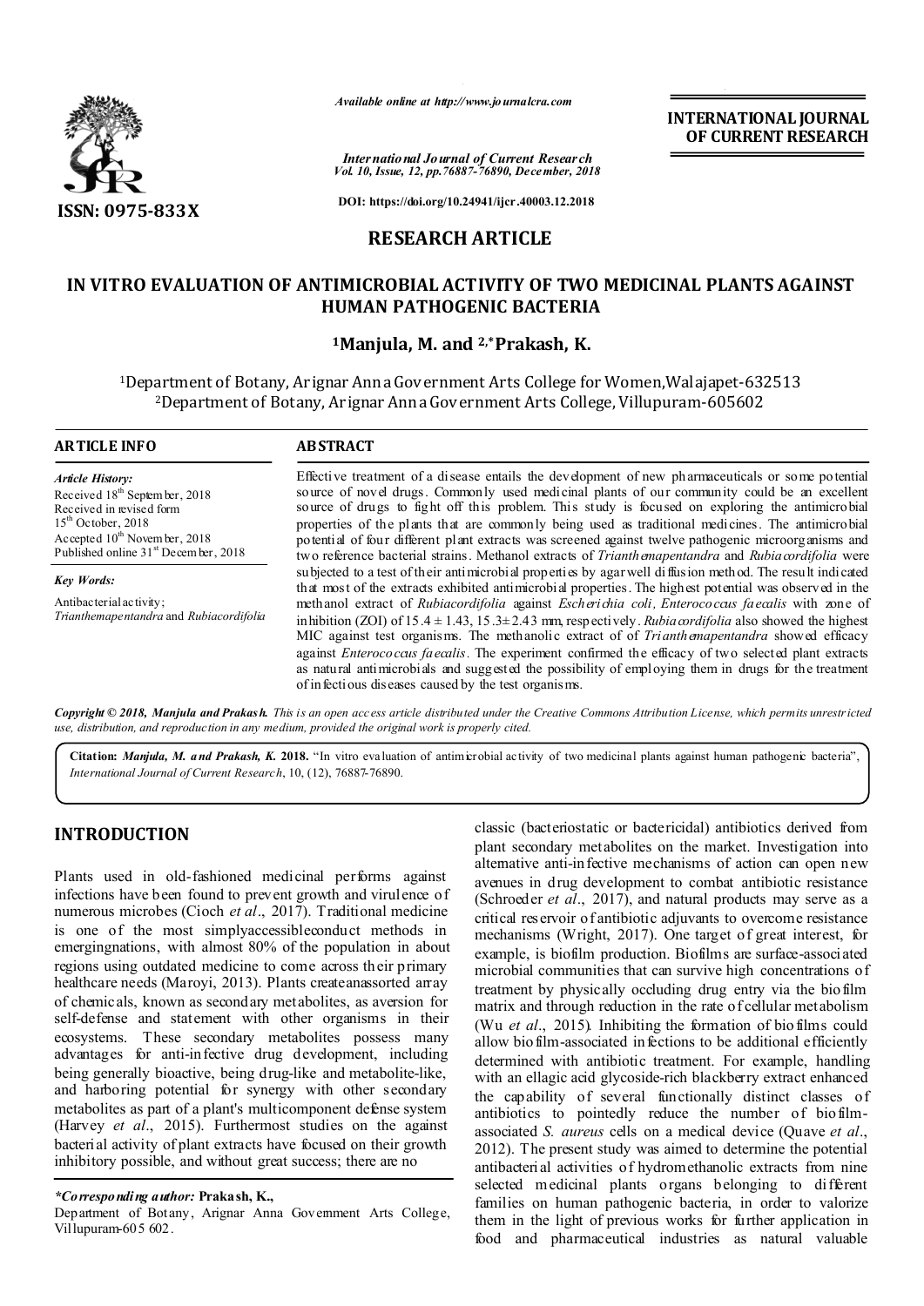*Available online at http://www.journalcra.com*

**INTERNATIONAL JOURNAL OF CURRENT RESEARCH**

*International Journal of Current Research*
*Vol. 10, Issue, 12, pp.76887-76890, December, 2018*

**DOI: https://doi.org/10.24941/ijcr.40003.12.2018**

**ISSN: 0975-833X**

## RESEARCH ARTICLE

# IN VITRO EVALUATION OF ANTIMICROBIAL ACTIVITY OF TWO MEDICINAL PLANTS AGAINST HUMAN PATHOGENIC BACTERIA

**[1]Manjula, M. and [2,*]Prakash, K.**

[1]Department of Botany, Arignar Anna Government Arts College for Women,Walajapet-632513
[2]Department of Botany, Arignar Anna Government Arts College, Villupuram-605602

### ARTICLE INFO

*Article History:*
Received 18th September, 2018
Received in revised form
15th October, 2018
Accepted 10th November, 2018
Published online 31st December, 2018

*Key Words:*

Antibacterial activity;
*Trianthemapentandra* and *Rubiacordifolia*

### ABSTRACT

Effective treatment of a disease entails the development of new pharmaceuticals or some potential source of novel drugs. Commonly used medicinal plants of our community could be an excellent source of drugs to fight off this problem. This study is focused on exploring the antimicrobial properties of the plants that are commonly being used as traditional medicines. The antimicrobial potential of four different plant extracts was screened against twelve pathogenic microorganisms and two reference bacterial strains. Methanol extracts of *Trianthemapentandra* and *Rubiacordifolia* were subjected to a test of their antimicrobial properties by agar well diffusion method. The result indicated that most of the extracts exhibited antimicrobial properties. The highest potential was observed in the methanol extract of *Rubiacordifolia* against *Escherichia coli, Enterococcus faecalis* with zone of inhibition (ZOI) of 15.4 ± 1.43, 15.3± 2.43 mm, respectively. *Rubia cordifolia* also showed the highest MIC against test organisms. The methanolic extract of *Trianthemapentandra* showed efficacy against *Enterococcus faecalis*. The experiment confirmed the efficacy of two selected plant extracts as natural antimicrobials and suggested the possibility of employing them in drugs for the treatment of infectious diseases caused by the test organisms.

***Copyright © 2018, Manjula and Prakash.*** *This is an open access article distributed under the Creative Commons Attribution License, which permits unrestricted use, distribution, and reproduction in any medium, provided the original work is properly cited.*

**Citation:** ***Manjula, M. and Prakash, K.* 2018.** "In vitro evaluation of antimicrobial activity of two medicinal plants against human pathogenic bacteria", *International Journal of Current Research*, 10, (12), 76887-76890.

## INTRODUCTION

Plants used in old-fashioned medicinal performs against infections have been found to prevent growth and virulence of numerous microbes (Cioch *et al*., 2017). Traditional medicine is one of the most simplyaccessibleconduct methods in emergingnations, with almost 80% of the population in about regions using outdated medicine to come across their primary healthcare needs (Maroyi, 2013). Plants createanassorted array of chemicals, known as secondary metabolites, as aversion for self-defense and statement with other organisms in their ecosystems. These secondary metabolites possess many advantages for anti-infective drug development, including being generally bioactive, being drug-like and metabolite-like, and harboring potential for synergy with other secondary metabolites as part of a plant's multicomponent defense system (Harvey *et al*., 2015). Furthermost studies on the against bacterial activity of plant extracts have focused on their growth inhibitory possible, and without great success; there are no classic (bacteriostatic or bactericidal) antibiotics derived from plant secondary metabolites on the market. Investigation into alternative anti-infective mechanisms of action can open new avenues in drug development to combat antibiotic resistance (Schroeder *et al*., 2017), and natural products may serve as a critical reservoir of antibiotic adjuvants to overcome resistance mechanisms (Wright, 2017). One target of great interest, for example, is biofilm production. Biofilms are surface-associated microbial communities that can survive high concentrations of treatment by physically occluding drug entry via the biofilm matrix and through reduction in the rate of cellular metabolism (Wu *et al*., 2015). Inhibiting the formation of biofilms could allow biofilm-associated infections to be additional efficiently determined with antibiotic treatment. For example, handling with an ellagic acid glycoside-rich blackberry extract enhanced the capability of several functionally distinct classes of antibiotics to pointedly reduce the number of biofilm-associated *S. aureus* cells on a medical device (Quave *et al*., 2012). The present study was aimed to determine the potential antibacterial activities of hydromethanolic extracts from nine selected medicinal plants organs belonging to different families on human pathogenic bacteria, in order to valorize them in the light of previous works for further application in food and pharmaceutical industries as natural valuable

**\*Corresponding author:** **Prakash, K.,**
Department of Botany, Arignar Anna Government Arts College, Villupuram-605 602.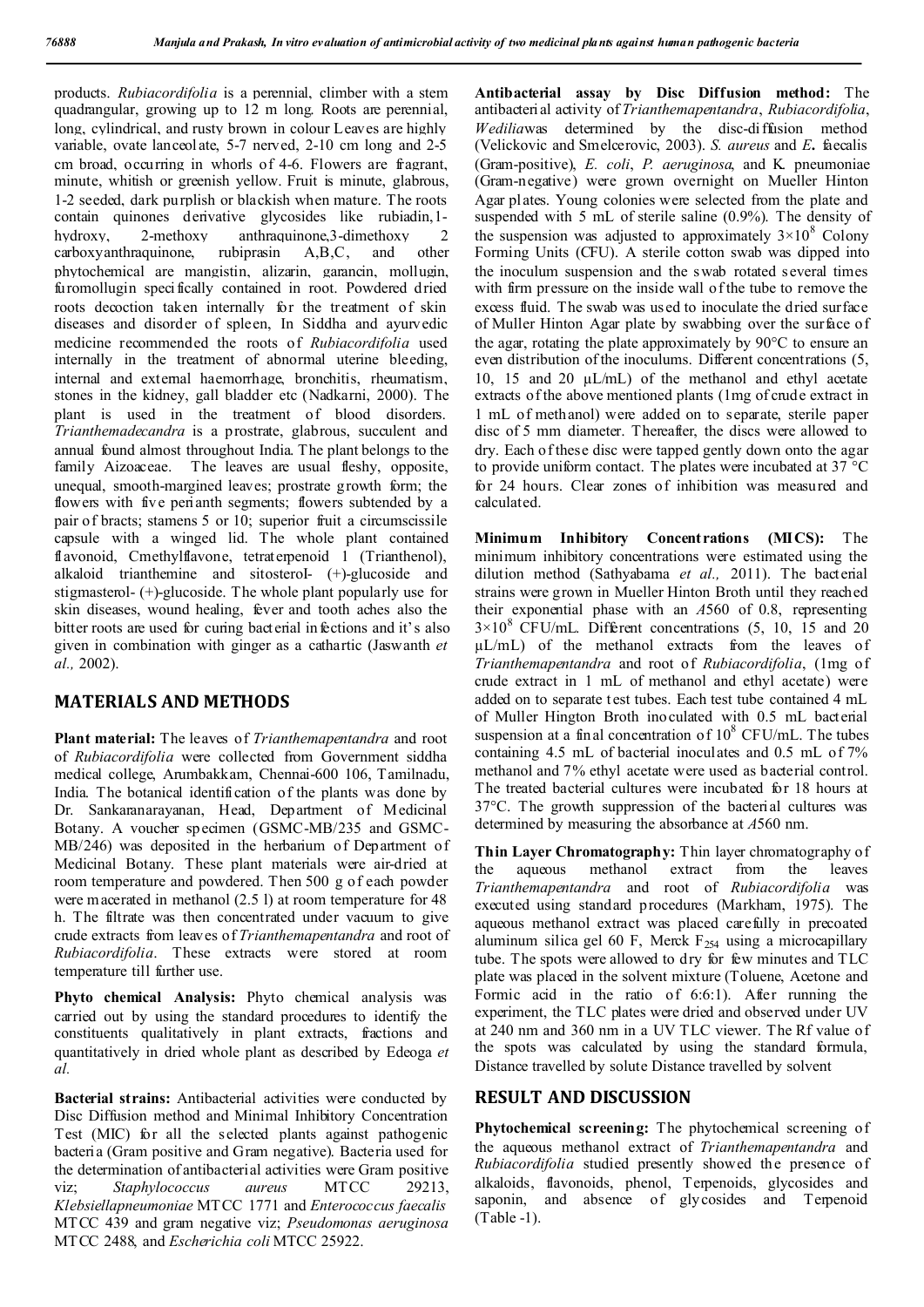products. *Rubiacordifolia* is a perennial, climber with a stem quadrangular, growing up to 12 m long. Roots are perennial, long, cylindrical, and rusty brown in colour Leaves are highly variable, ovate lanceolate, 5-7 nerved, 2-10 cm long and 2-5 cm broad, occurring in whorls of 4-6. Flowers are fragrant, minute, whitish or greenish yellow. Fruit is minute, glabrous, 1-2 seeded, dark purplish or blackish when mature. The roots contain quinones derivative glycosides like rubiadin,1-hydroxy, 2-methoxy anthraquinone,3-dimethoxy 2 carboxyanthraquinone, rubiprasin A,B,C, and other phytochemical are mangistin, alizarin, garancin, mollugin, furomollugin specifically contained in root. Powdered dried roots decoction taken internally for the treatment of skin diseases and disorder of spleen, In Siddha and ayurvedic medicine recommended the roots of *Rubiacordifolia* used internally in the treatment of abnormal uterine bleeding, internal and external haemorrhage, bronchitis, rheumatism, stones in the kidney, gall bladder etc (Nadkarni, 2000). The plant is used in the treatment of blood disorders. *Trianthemadecandra* is a prostrate, glabrous, succulent and annual found almost throughout India. The plant belongs to the family Aizoaceae. The leaves are usual fleshy, opposite, unequal, smooth-margined leaves; prostrate growth form; the flowers with five perianth segments; flowers subtended by a pair of bracts; stamens 5 or 10; superior fruit a circumscissile capsule with a winged lid. The whole plant contained flavonoid, Cmethylflavone, tetraterpenoid 1 (Trianthenol), alkaloid trianthemine and sitosterol- (+)-glucoside and stigmasterol- (+)-glucoside. The whole plant popularly use for skin diseases, wound healing, fever and tooth aches also the bitter roots are used for curing bacterial infections and it's also given in combination with ginger as a cathartic (Jaswanth *et al.,* 2002).

## MATERIALS AND METHODS

**Plant material:** The leaves of *Trianthemapentandra* and root of *Rubiacordifolia* were collected from Government siddha medical college, Arumbakkam, Chennai-600 106, Tamilnadu, India. The botanical identification of the plants was done by Dr. Sankaranarayanan, Head, Department of Medicinal Botany. A voucher specimen (GSMC-MB/235 and GSMC-MB/246) was deposited in the herbarium of Department of Medicinal Botany. These plant materials were air-dried at room temperature and powdered. Then 500 g of each powder were macerated in methanol (2.5 l) at room temperature for 48 h. The filtrate was then concentrated under vacuum to give crude extracts from leaves of *Trianthemapentandra* and root of *Rubiacordifolia*. These extracts were stored at room temperature till further use.

**Phyto chemical Analysis:** Phyto chemical analysis was carried out by using the standard procedures to identify the constituents qualitatively in plant extracts, fractions and quantitatively in dried whole plant as described by Edeoga *et al.*

**Bacterial strains:** Antibacterial activities were conducted by Disc Diffusion method and Minimal Inhibitory Concentration Test (MIC) for all the selected plants against pathogenic bacteria (Gram positive and Gram negative). Bacteria used for the determination of antibacterial activities were Gram positive viz; *Staphylococcus aureus* MTCC 29213, *Klebsiellapneumoniae* MTCC 1771 and *Enterococcus faecalis* MTCC 439 and gram negative viz; *Pseudomonas aeruginosa* MTCC 2488, and *Escherichia coli* MTCC 25922.

**Antibacterial assay by Disc Diffusion method:** The antibacterial activity of *Trianthemapentandra*, *Rubiacordifolia*, *Wedelia*was determined by the disc-diffusion method (Velickovic and Smelcerovic, 2003). *S. aureus* and *E.* faecalis (Gram-positive), *E. coli*, *P. aeruginosa*, and K. pneumoniae (Gram-negative) were grown overnight on Mueller Hinton Agar plates. Young colonies were selected from the plate and suspended with 5 mL of sterile saline (0.9%). The density of the suspension was adjusted to approximately $3\times10^8$ Colony Forming Units (CFU). A sterile cotton swab was dipped into the inoculum suspension and the swab rotated several times with firm pressure on the inside wall of the tube to remove the excess fluid. The swab was used to inoculate the dried surface of Muller Hinton Agar plate by swabbing over the surface of the agar, rotating the plate approximately by 90°C to ensure an even distribution of the inoculums. Different concentrations (5, 10, 15 and 20 µL/mL) of the methanol and ethyl acetate extracts of the above mentioned plants (1mg of crude extract in 1 mL of methanol) were added on to separate, sterile paper disc of 5 mm diameter. Thereafter, the discs were allowed to dry. Each of these disc were tapped gently down onto the agar to provide uniform contact. The plates were incubated at 37 °C for 24 hours. Clear zones of inhibition was measured and calculated.

**Minimum Inhibitory Concentrations (MICS):** The minimum inhibitory concentrations were estimated using the dilution method (Sathyabama *et al.,* 2011). The bacterial strains were grown in Mueller Hinton Broth until they reached their exponential phase with an $A560$ of 0.8, representing $3\times10^8$ CFU/mL. Different concentrations (5, 10, 15 and 20 µL/mL) of the methanol extracts from the leaves of *Trianthemapentandra* and root of *Rubiacordifolia*, (1mg of crude extract in 1 mL of methanol and ethyl acetate) were added on to separate test tubes. Each test tube contained 4 mL of Muller Hington Broth inoculated with 0.5 mL bacterial suspension at a final concentration of $10^8$ CFU/mL. The tubes containing 4.5 mL of bacterial inoculates and 0.5 mL of 7% methanol and 7% ethyl acetate were used as bacterial control. The treated bacterial cultures were incubated for 18 hours at 37°C. The growth suppression of the bacterial cultures was determined by measuring the absorbance at $A560$ nm.

**Thin Layer Chromatography:** Thin layer chromatography of the aqueous methanol extract from the leaves *Trianthemapentandra* and root of *Rubiacordifolia* was executed using standard procedures (Markham, 1975). The aqueous methanol extract was placed carefully in precoated aluminum silica gel 60 F, Merck $F_{254}$ using a microcapillary tube. The spots were allowed to dry for few minutes and TLC plate was placed in the solvent mixture (Toluene, Acetone and Formic acid in the ratio of 6:6:1). After running the experiment, the TLC plates were dried and observed under UV at 240 nm and 360 nm in a UV TLC viewer. The Rf value of the spots was calculated by using the standard formula, Distance travelled by solute Distance travelled by solvent

## RESULT AND DISCUSSION

**Phytochemical screening:** The phytochemical screening of the aqueous methanol extract of *Trianthemapentandra* and *Rubiacordifolia* studied presently showed the presence of alkaloids, flavonoids, phenol, Terpenoids, glycosides and saponin, and absence of glycosides and Terpenoid (Table -1).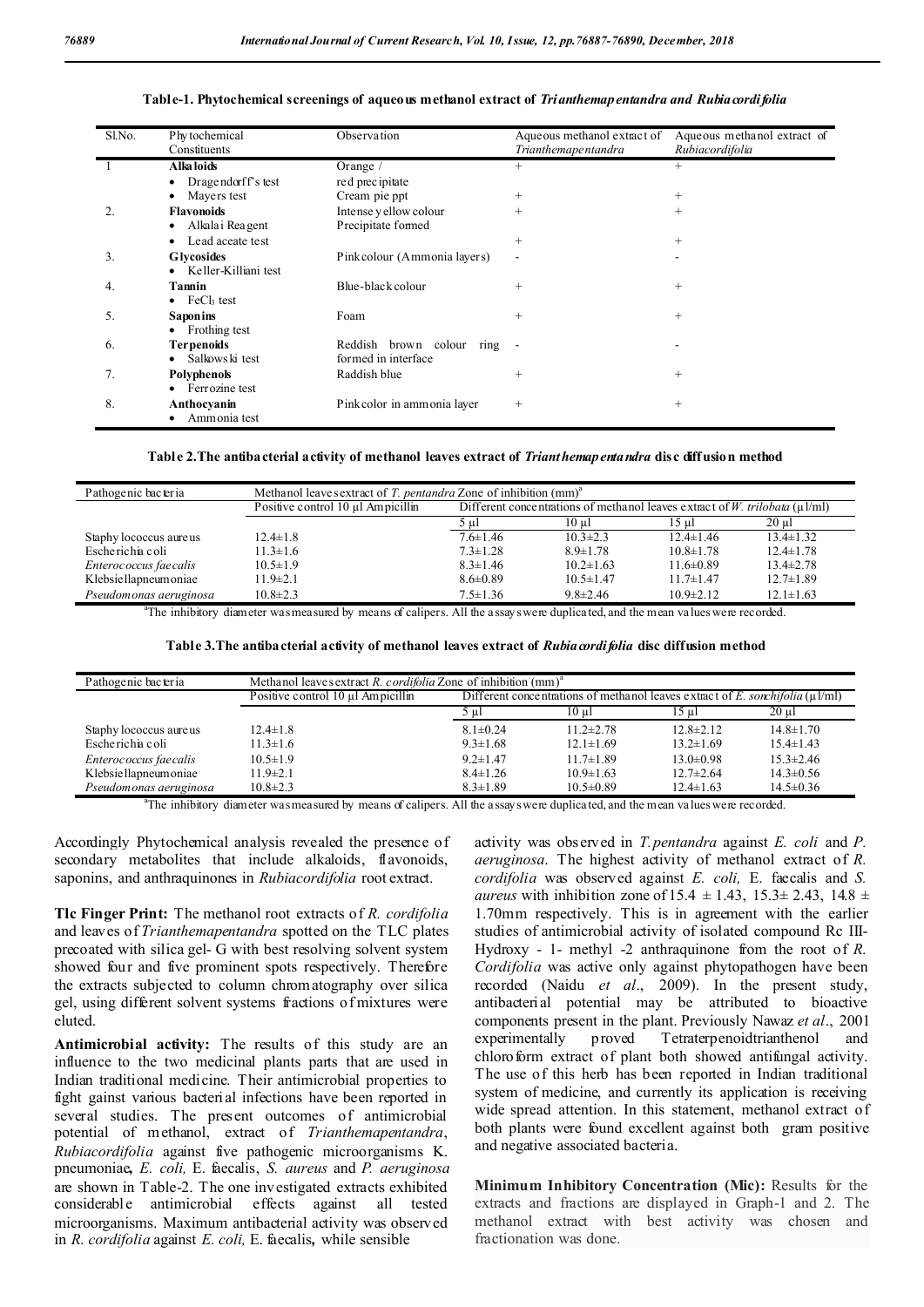**Table-1. Phytochemical screenings of aqueous methanol extract of *Trianthemapentandra and Rubiacordifolia***

| Sl.No. | Phytochemical Constituents | Observation | Aqueous methanol extract of *Trianthemapentandra* | Aqueous methanol extract of *Rubiacordifolia* |
|---|---|---|---|---|
| 1 | **Alkaloids**<br>• Dragendorff's test | Orange / red precipitate | + | + |
| | • Mayers test | Cream pie ppt | + | + |
| 2. | **Flavonoids**<br>• Alkalai Reagent | Intense yellow colour | + | + |
| | • Lead aceate test | Precipitate formed | + | + |
| 3. | **Glycosides**<br>• Keller-Killiani test | Pinkcolour (Ammonia layers) | - | - |
| 4. | **Tannin**<br>• $FeCl_3$ test | Blue-black colour | + | + |
| 5. | **Saponins**<br>• Frothing test | Foam | + | + |
| 6. | **Terpenoids**<br>• Salkowski test | Reddish brown colour ring formed in interface | - | - |
| 7. | **Polyphenols**<br>• Ferrozine test | Raddish blue | + | + |
| 8. | **Anthocyanin**<br>• Ammonia test | Pinkcolor in ammonia layer | + | + |

**Table 2.The antibacterial activity of methanol leaves extract of *Trianthemapentandra* disc diffusion method**

| Pathogenic bacteria | Methanol leaves extract of *T. pentandra* Zone of inhibition (mm)[a] | | | | |
|---|---|---|---|---|---|
| | Positive control 10 µl Ampicillin | Different concentrations of methanol leaves extract of *W. trilobata* (µl/ml) | | | |
| | | 5 µl | 10 µl | 15 µl | 20 µl |
| Staphylococcus aureus | 12.4±1.8 | 7.6±1.46 | 10.3±2.3 | 12.4±1.46 | 13.4±1.32 |
| Escherichia coli | 11.3±1.6 | 7.3±1.28 | 8.9±1.78 | 10.8±1.78 | 12.4±1.78 |
| *Enterococcus faecalis* | 10.5±1.9 | 8.3±1.46 | 10.2±1.63 | 11.6±0.89 | 13.4±2.78 |
| Klebsiellapneumoniae | 11.9±2.1 | 8.6±0.89 | 10.5±1.47 | 11.7±1.47 | 12.7±1.89 |
| *Pseudomonas aeruginosa* | 10.8±2.3 | 7.5±1.36 | 9.8±2.46 | 10.9±2.12 | 12.1±1.63 |

[a]The inhibitory diameter was measured by means of calipers. All the assays were duplicated, and the mean values were recorded.

**Table 3.The antibacterial activity of methanol leaves extract of *Rubiacordifolia* disc diffusion method**

| Pathogenic bacteria | Methanol leaves extract *R. cordifolia* Zone of inhibition (mm)[a] | | | | |
|---|---|---|---|---|---|
| | Positive control 10 µl Ampicillin | Different concentrations of methanol leaves extract of *E. sonchifolia* (µl/ml) | | | |
| | | 5 µl | 10 µl | 15 µl | 20 µl |
| Staphylococcus aureus | 12.4±1.8 | 8.1±0.24 | 11.2±2.78 | 12.8±2.12 | 14.8±1.70 |
| Escherichia coli | 11.3±1.6 | 9.3±1.68 | 12.1±1.69 | 13.2±1.69 | 15.4±1.43 |
| *Enterococcus faecalis* | 10.5±1.9 | 9.2±1.47 | 11.7±1.89 | 13.0±0.98 | 15.3±2.46 |
| Klebsiellapneumoniae | 11.9±2.1 | 8.4±1.26 | 10.9±1.63 | 12.7±2.64 | 14.3±0.56 |
| *Pseudomonas aeruginosa* | 10.8±2.3 | 8.3±1.89 | 10.5±0.89 | 12.4±1.63 | 14.5±0.36 |

[a]The inhibitory diameter was measured by means of calipers. All the assays were duplicated, and the mean values were recorded.

Accordingly Phytochemical analysis revealed the presence of secondary metabolites that include alkaloids, flavonoids, saponins, and anthraquinones in *Rubiacordifolia* root extract.

**Tlc Finger Print:** The methanol root extracts of *R. cordifolia* and leaves of *Trianthemapentandra* spotted on the TLC plates precoated with silica gel- G with best resolving solvent system showed four and five prominent spots respectively. Therefore the extracts subjected to column chromatography over silica gel, using different solvent systems fractions of mixtures were eluted.

**Antimicrobial activity:** The results of this study are an influence to the two medicinal plants parts that are used in Indian traditional medicine. Their antimicrobial properties to fight gainst various bacterial infections have been reported in several studies. The present outcomes of antimicrobial potential of methanol, extract of *Trianthemapentandra*, *Rubiacordifolia* against five pathogenic microorganisms K. pneumoniae**,** *E. coli,* E. faecalis, *S. aureus* and *P. aeruginosa* are shown in Table-2. The one investigated extracts exhibited considerable antimicrobial effects against all tested microorganisms. Maximum antibacterial activity was observed in *R. cordifolia* against *E. coli,* E. faecalis**,** while sensible activity was observed in *T.pentandra* against *E. coli* and *P. aeruginosa*. The highest activity of methanol extract of *R. cordifolia* was observed against *E. coli,* E. faecalis and *S. aureus* with inhibition zone of 15.4 ± 1.43, 15.3± 2.43, 14.8 ± 1.70mm respectively. This is in agreement with the earlier studies of antimicrobial activity of isolated compound Rc III-Hydroxy - 1- methyl -2 anthraquinone from the root of *R. Cordifolia* was active only against phytopathogen have been recorded (Naidu *et al*., 2009). In the present study, antibacterial potential may be attributed to bioactive components present in the plant. Previously Nawaz *et al*., 2001 experimentally proved Tetraterpenoidtrianthenol and chloroform extract of plant both showed antifungal activity. The use of this herb has been reported in Indian traditional system of medicine, and currently its application is receiving wide spread attention. In this statement, methanol extract of both plants were found excellent against both gram positive and negative associated bacteria.

**Minimum Inhibitory Concentration (Mic):** Results for the extracts and fractions are displayed in Graph-1 and 2. The methanol extract with best activity was chosen and fractionation was done.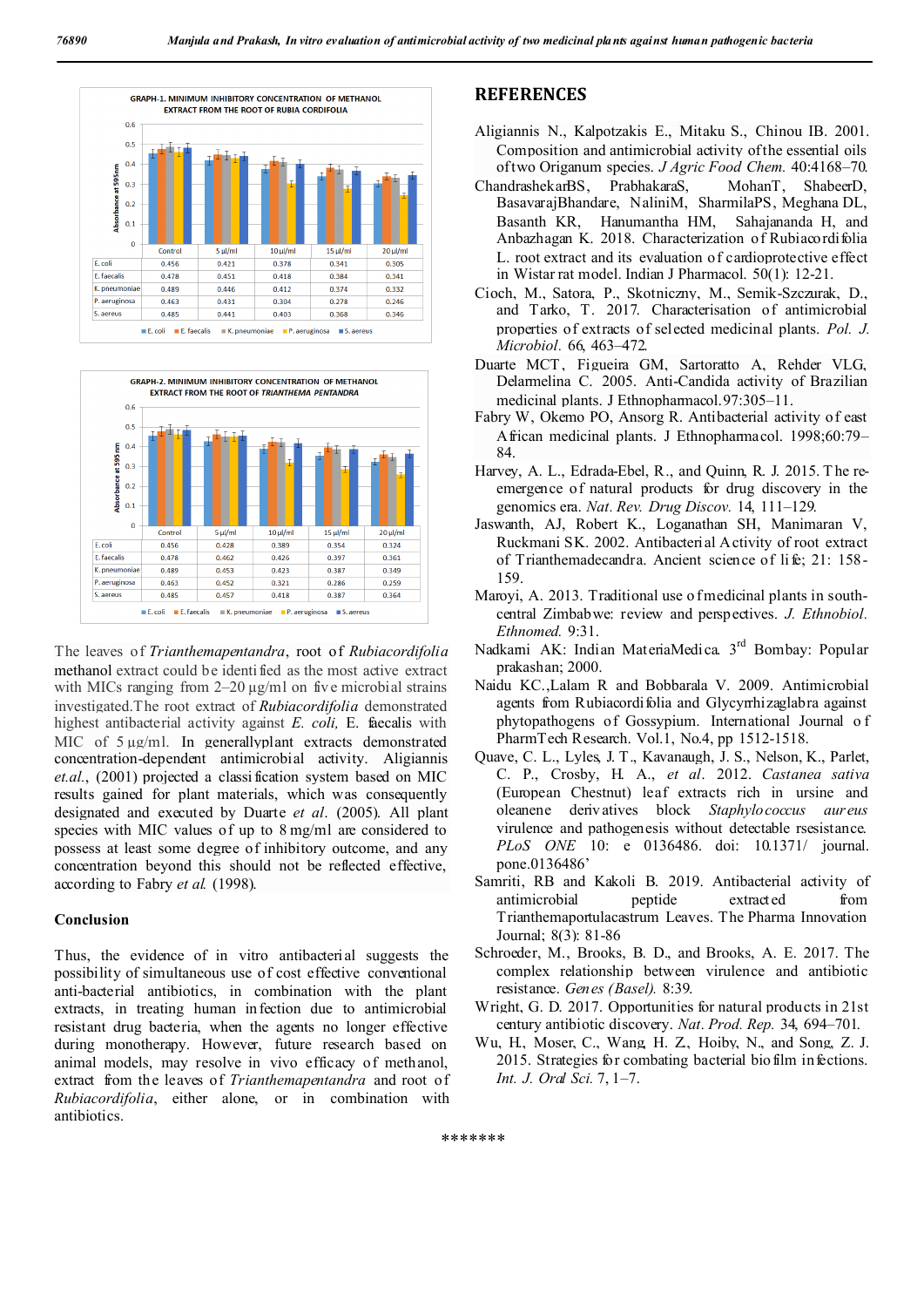GRAPH-1. MINIMUM INHIBITORY CONCENTRATION OF METHANOL EXTRACT FROM THE ROOT OF RUBIA CORDIFOLIA

Absorbance at 595nm

0.6
0.5
0.4
0.3
0.2
0.1
0

Control 5 µl/ml 10 µl/ml 15 µl/ml 20 µl/ml

E. coli 0.456 0.421 0.378 0.341 0.305

E. faecalis 0.478 0.451 0.418 0.384 0.341

K. pneumoniae 0.489 0.446 0.412 0.374 0.332

P. aeruginosa 0.463 0.431 0.304 0.278 0.246

S. aereus 0.485 0.441 0.403 0.368 0.346

E. coli E. faecalis K. pneumoniae P. aeruginosa S. aereus

GRAPH-2. MINIMUM INHIBITORY CONCENTRATION OF METHANOL EXTRACT FROM THE ROOT OF *TRIANTHEMA PENTANDRA*

Absorbance at 595 nm

0.6
0.5
0.4
0.3
0.2
0.1
0

Control 5 µl/ml 10 µl/ml 15 µl/ml 20 µl/ml

E.coli 0.456 0.428 0.389 0.354 0.324

E.faecalis 0.478 0.462 0.426 0.397 0.361

K.pneumoniae 0.489 0.453 0.423 0.387 0.349

P.aeruginosa 0.463 0.452 0.321 0.286 0.259

S.aereus 0.485 0.457 0.418 0.387 0.364

E.coli E.faecalis K. pneumoniae P. aeruginosa S. aereus

The leaves of *Trianthemapentandra*, root of *Rubiacordifolia* methanol extract could be identified as the most active extract with MICs ranging from 2–20 µg/ml on five microbial strains investigated.The root extract of *Rubiacordifolia* demonstrated highest antibacterial activity against *E. coli,* E. faecalis with MIC of 5 µg/ml. In generallyplant extracts demonstrated concentration-dependent antimicrobial activity. Aligiannis *et.al.*, (2001) projected a classification system based on MIC results gained for plant materials, which was consequently designated and executed by Duarte *et al*. (2005). All plant species with MIC values of up to 8 mg/ml are considered to possess at least some degree of inhibitory outcome, and any concentration beyond this should not be reflected effective, according to Fabry *et al.* (1998).

## Conclusion

Thus, the evidence of in vitro antibacterial suggests the possibility of simultaneous use of cost effective conventional anti-bacterial antibiotics, in combination with the plant extracts, in treating human infection due to antimicrobial resistant drug bacteria, when the agents no longer effective during monotherapy. However, future research based on animal models, may resolve in vivo efficacy of methanol, extract from the leaves of *Trianthemapentandra* and root of *Rubiacordifolia*, either alone, or in combination with antibiotics.

## REFERENCES

Aligiannis N., Kalpotzakis E., Mitaku S., Chinou IB. 2001. Composition and antimicrobial activity ofthe essential oils oftwo Origanum species. *J Agric Food Chem.* 40:4168–70.

ChandrashekarBS, PrabhakaraS, MohanT, ShabeerD, BasavarajBhandare, NaliniM, SharmilaPS, Meghana DL, Basanth KR, Hanumantha HM, Sahajananda H, and Anbazhagan K. 2018. Characterization of Rubiacordifolia L. root extract and its evaluation of cardioprotective effect in Wistar rat model. Indian J Pharmacol. 50(1): 12-21.

Cioch, M., Satora, P., Skotniczny, M., Semik-Szczurak, D., and Tarko, T. 2017. Characterisation of antimicrobial properties of extracts of selected medicinal plants. *Pol. J. Microbiol*. 66, 463–472.

Duarte MCT, Figueira GM, Sartoratto A, Rehder VLG, Delarmelina C. 2005. Anti-Candida activity of Brazilian medicinal plants. J Ethnopharmacol.97:305–11.

Fabry W, Okemo PO, Ansorg R. Antibacterial activity of east African medicinal plants. J Ethnopharmacol. 1998;60:79–84.

Harvey, A. L., Edrada-Ebel, R., and Quinn, R. J. 2015. The re-emergence of natural products for drug discovery in the genomics era. *Nat. Rev. Drug Discov.* 14, 111–129.

Jaswanth, AJ, Robert K., Loganathan SH, Manimaran V, Ruckmani SK. 2002. Antibacterial Activity of root extract of Trianthemadecandra. Ancient science of life; 21: 158-159.

Maroyi, A. 2013. Traditional use ofmedicinal plants in south-central Zimbabwe: review and perspectives. *J. Ethnobiol. Ethnomed.* 9:31.

Nadkarni AK: Indian MateriaMedica. 3rd Bombay: Popular prakashan; 2000.

Naidu KC.,Lalam R and Bobbarala V. 2009. Antimicrobial agents from Rubiacordifolia and Glycyrrhizaglabra against phytopathogens of Gossypium. International Journal of PharmTech Research. Vol.1, No.4, pp 1512-1518.

Quave, C. L., Lyles, J. T., Kavanaugh, J. S., Nelson, K., Parlet, C. P., Crosby, H. A., *et al*. 2012. *Castanea sativa* (European Chestnut) leaf extracts rich in ursine and oleanene derivatives block *Staphylococcus aureus* virulence and pathogenesis without detectable rsesistance. *PLoS ONE* 10: e 0136486. doi: 10.1371/ journal. pone.0136486'

Samriti, RB and Kakoli B. 2019. Antibacterial activity of antimicrobial peptide extracted from Trianthemaportulacastrum Leaves. The Pharma Innovation Journal; 8(3): 81-86

Schroeder, M., Brooks, B. D., and Brooks, A. E. 2017. The complex relationship between virulence and antibiotic resistance. *Genes (Basel).* 8:39.

Wright, G. D. 2017. Opportunities for natural products in 21st century antibiotic discovery. *Nat. Prod. Rep.* 34, 694–701.

Wu, H., Moser, C., Wang, H. Z., Hoiby, N., and Song, Z. J. 2015. Strategies for combating bacterial biofilm infections. *Int. J. Oral Sci.* 7, 1–7.

\*\*\*\*\*\*\*